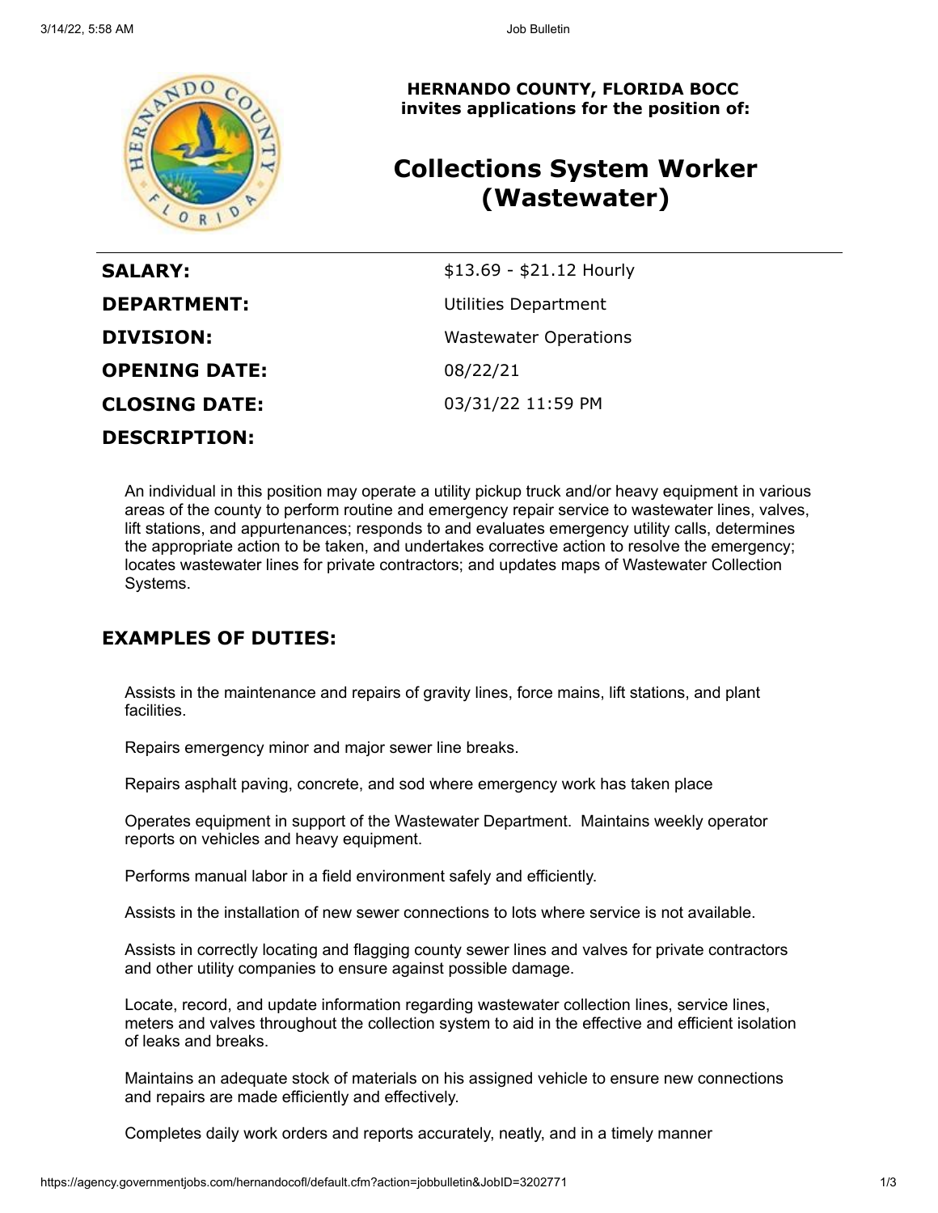**HERNANDO COUNTY, FLORIDA BOCC**
**invites applications for the position of:**

# Collections System Worker (Wastewater)

| | |
|---|---|
| **SALARY:** | $13.69 - $21.12 Hourly |
| **DEPARTMENT:** | Utilities Department |
| **DIVISION:** | Wastewater Operations |
| **OPENING DATE:** | 08/22/21 |
| **CLOSING DATE:** | 03/31/22 11:59 PM |

## DESCRIPTION:

An individual in this position may operate a utility pickup truck and/or heavy equipment in various areas of the county to perform routine and emergency repair service to wastewater lines, valves, lift stations, and appurtenances; responds to and evaluates emergency utility calls, determines the appropriate action to be taken, and undertakes corrective action to resolve the emergency; locates wastewater lines for private contractors; and updates maps of Wastewater Collection Systems.

## EXAMPLES OF DUTIES:

Assists in the maintenance and repairs of gravity lines, force mains, lift stations, and plant facilities.

Repairs emergency minor and major sewer line breaks.

Repairs asphalt paving, concrete, and sod where emergency work has taken place

Operates equipment in support of the Wastewater Department. Maintains weekly operator reports on vehicles and heavy equipment.

Performs manual labor in a field environment safely and efficiently.

Assists in the installation of new sewer connections to lots where service is not available.

Assists in correctly locating and flagging county sewer lines and valves for private contractors and other utility companies to ensure against possible damage.

Locate, record, and update information regarding wastewater collection lines, service lines, meters and valves throughout the collection system to aid in the effective and efficient isolation of leaks and breaks.

Maintains an adequate stock of materials on his assigned vehicle to ensure new connections and repairs are made efficiently and effectively.

Completes daily work orders and reports accurately, neatly, and in a timely manner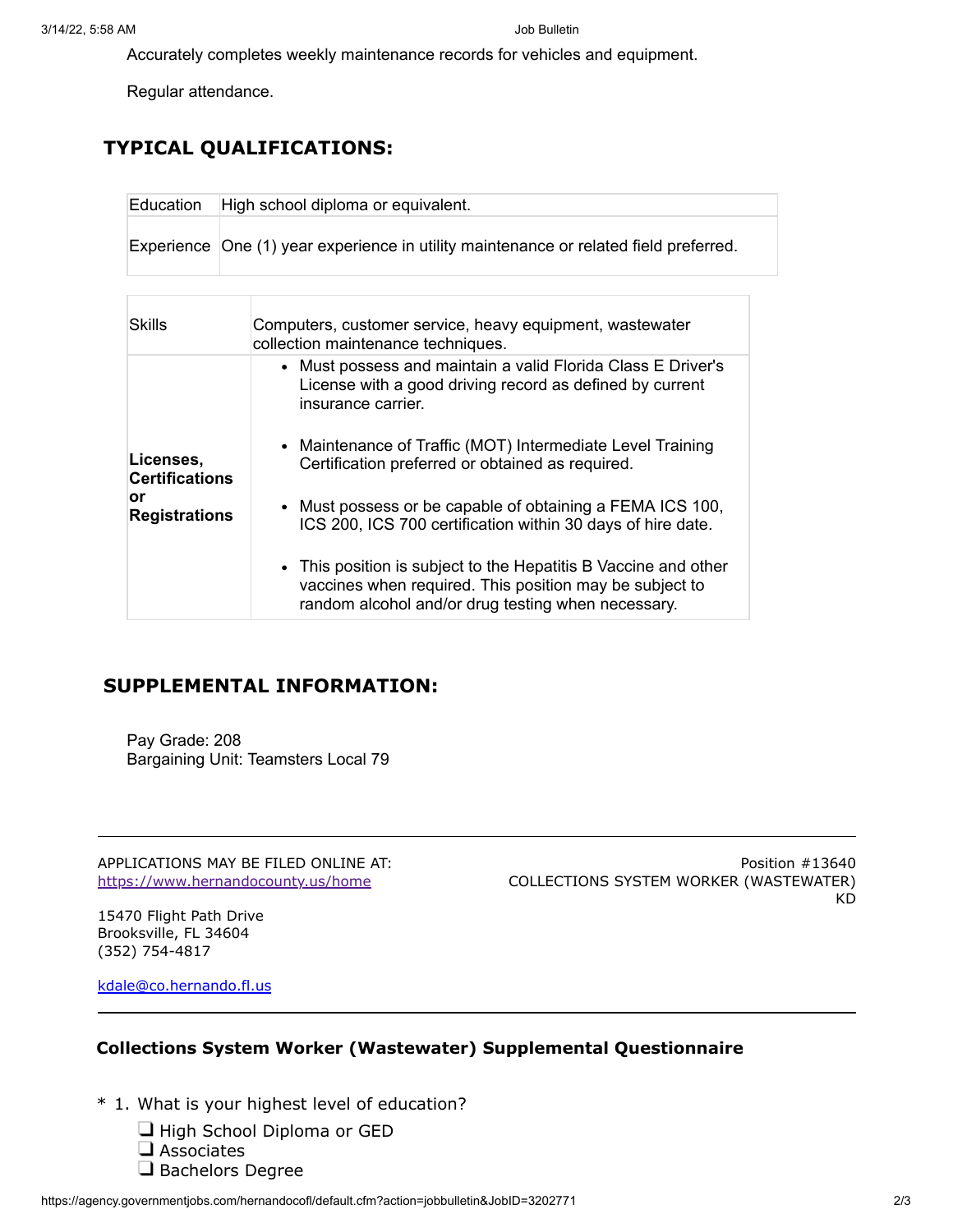Accurately completes weekly maintenance records for vehicles and equipment.

Regular attendance.

## TYPICAL QUALIFICATIONS:

| Education | High school diploma or equivalent. |
| --- | --- |
| Experience | One (1) year experience in utility maintenance or related field preferred. |

| Skills | Computers, customer service, heavy equipment, wastewater collection maintenance techniques. |
| --- | --- |
| **Licenses, Certifications or Registrations** | • Must possess and maintain a valid Florida Class E Driver's License with a good driving record as defined by current insurance carrier.<br>• Maintenance of Traffic (MOT) Intermediate Level Training Certification preferred or obtained as required.<br>• Must possess or be capable of obtaining a FEMA ICS 100, ICS 200, ICS 700 certification within 30 days of hire date.<br>• This position is subject to the Hepatitis B Vaccine and other vaccines when required. This position may be subject to random alcohol and/or drug testing when necessary. |

## SUPPLEMENTAL INFORMATION:

Pay Grade: 208
Bargaining Unit: Teamsters Local 79

---

APPLICATIONS MAY BE FILED ONLINE AT:
https://www.hernandocounty.us/home

15470 Flight Path Drive
Brooksville, FL 34604
(352) 754-4817

kdale@co.hernando.fl.us

Position #13640
COLLECTIONS SYSTEM WORKER (WASTEWATER)
KD

---

### Collections System Worker (Wastewater) Supplemental Questionnaire

\* 1. What is your highest level of education?

- ❑ High School Diploma or GED
- ❑ Associates
- ❑ Bachelors Degree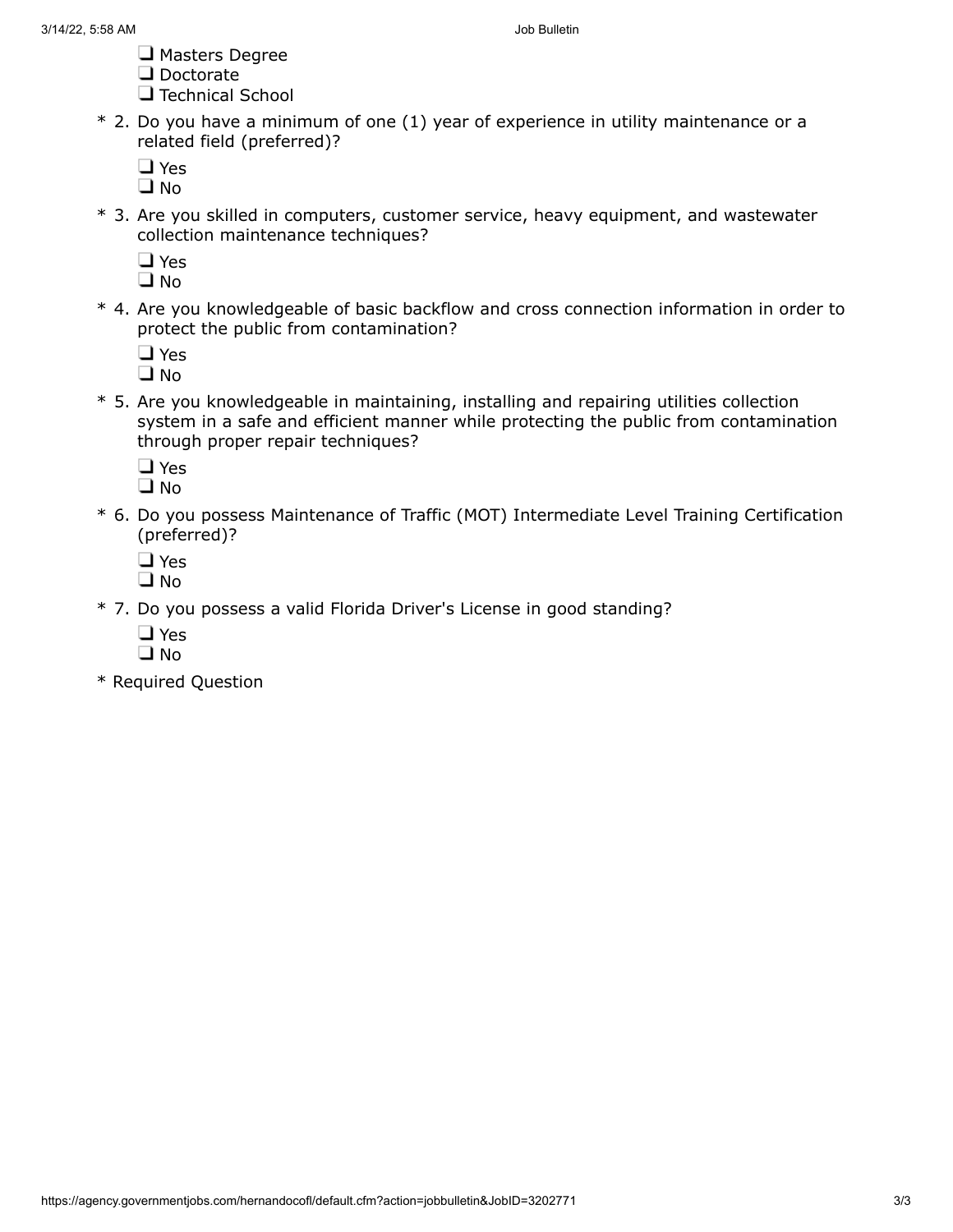- ❑ Masters Degree
- ❑ Doctorate
- ❑ Technical School

\* 2. Do you have a minimum of one (1) year of experience in utility maintenance or a related field (preferred)?

- ❑ Yes
- ❑ No

\* 3. Are you skilled in computers, customer service, heavy equipment, and wastewater collection maintenance techniques?

- ❑ Yes
- ❑ No

\* 4. Are you knowledgeable of basic backflow and cross connection information in order to protect the public from contamination?

- ❑ Yes
- ❑ No

\* 5. Are you knowledgeable in maintaining, installing and repairing utilities collection system in a safe and efficient manner while protecting the public from contamination through proper repair techniques?

- ❑ Yes
- ❑ No

\* 6. Do you possess Maintenance of Traffic (MOT) Intermediate Level Training Certification (preferred)?

- ❑ Yes
- ❑ No

\* 7. Do you possess a valid Florida Driver's License in good standing?

- ❑ Yes
- ❑ No

\* Required Question